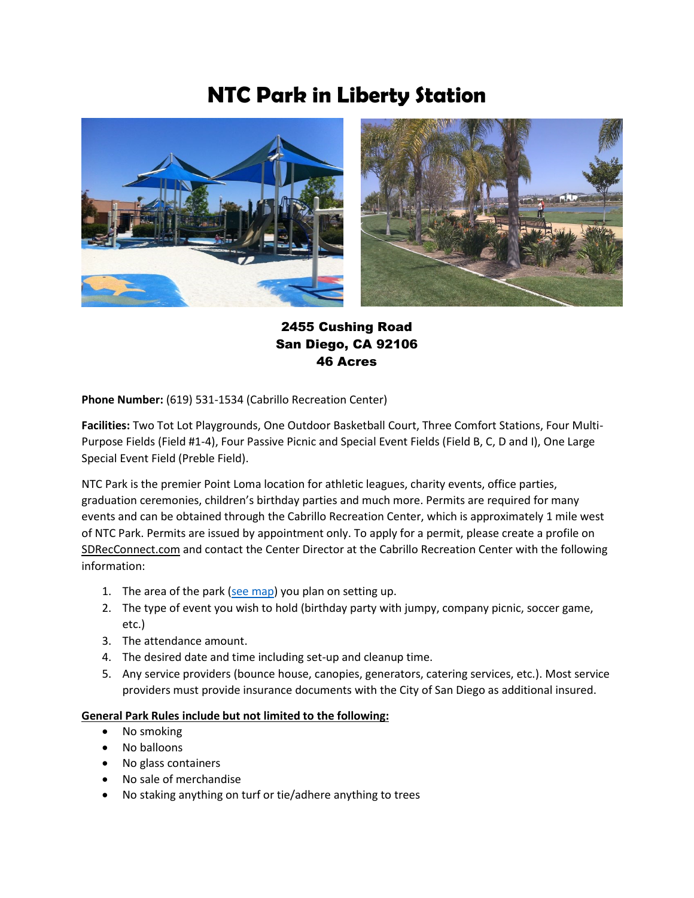# NTC Park in Liberty Station

**2455 Cushing Road**
**San Diego, CA 92106**
**46 Acres**

**Phone Number:** (619) 531-1534 (Cabrillo Recreation Center)

**Facilities:** Two Tot Lot Playgrounds, One Outdoor Basketball Court, Three Comfort Stations, Four Multi-Purpose Fields (Field #1-4), Four Passive Picnic and Special Event Fields (Field B, C, D and I), One Large Special Event Field (Preble Field).

NTC Park is the premier Point Loma location for athletic leagues, charity events, office parties, graduation ceremonies, children's birthday parties and much more. Permits are required for many events and can be obtained through the Cabrillo Recreation Center, which is approximately 1 mile west of NTC Park. Permits are issued by appointment only. To apply for a permit, please create a profile on SDRecConnect.com and contact the Center Director at the Cabrillo Recreation Center with the following information:

1. The area of the park (see map) you plan on setting up.
2. The type of event you wish to hold (birthday party with jumpy, company picnic, soccer game, etc.)
3. The attendance amount.
4. The desired date and time including set-up and cleanup time.
5. Any service providers (bounce house, canopies, generators, catering services, etc.). Most service providers must provide insurance documents with the City of San Diego as additional insured.

**General Park Rules include but not limited to the following:**

- No smoking
- No balloons
- No glass containers
- No sale of merchandise
- No staking anything on turf or tie/adhere anything to trees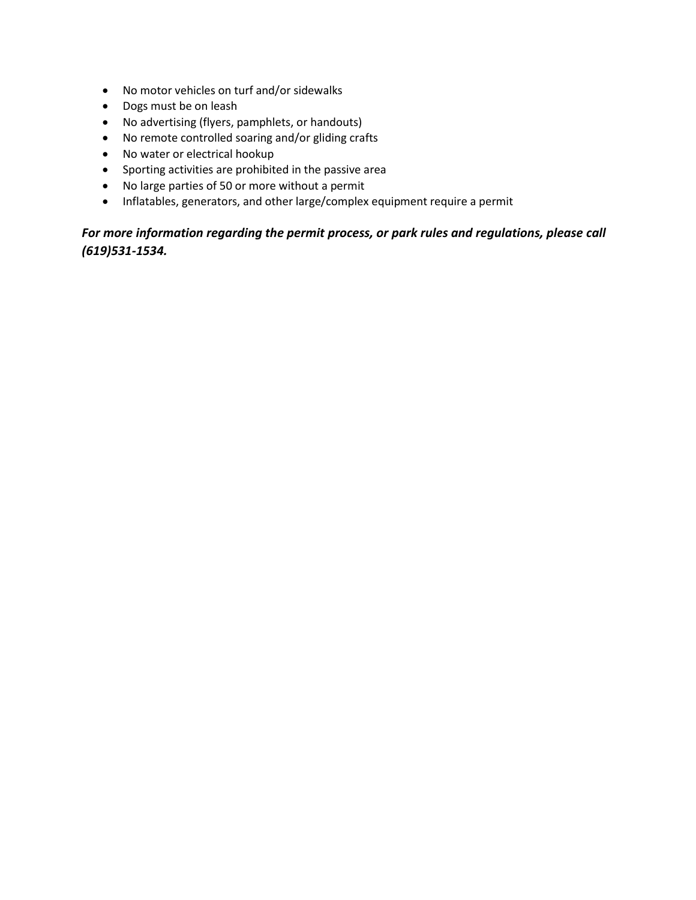- No motor vehicles on turf and/or sidewalks
- Dogs must be on leash
- No advertising (flyers, pamphlets, or handouts)
- No remote controlled soaring and/or gliding crafts
- No water or electrical hookup
- Sporting activities are prohibited in the passive area
- No large parties of 50 or more without a permit
- Inflatables, generators, and other large/complex equipment require a permit

***For more information regarding the permit process, or park rules and regulations, please call (619)531-1534.***